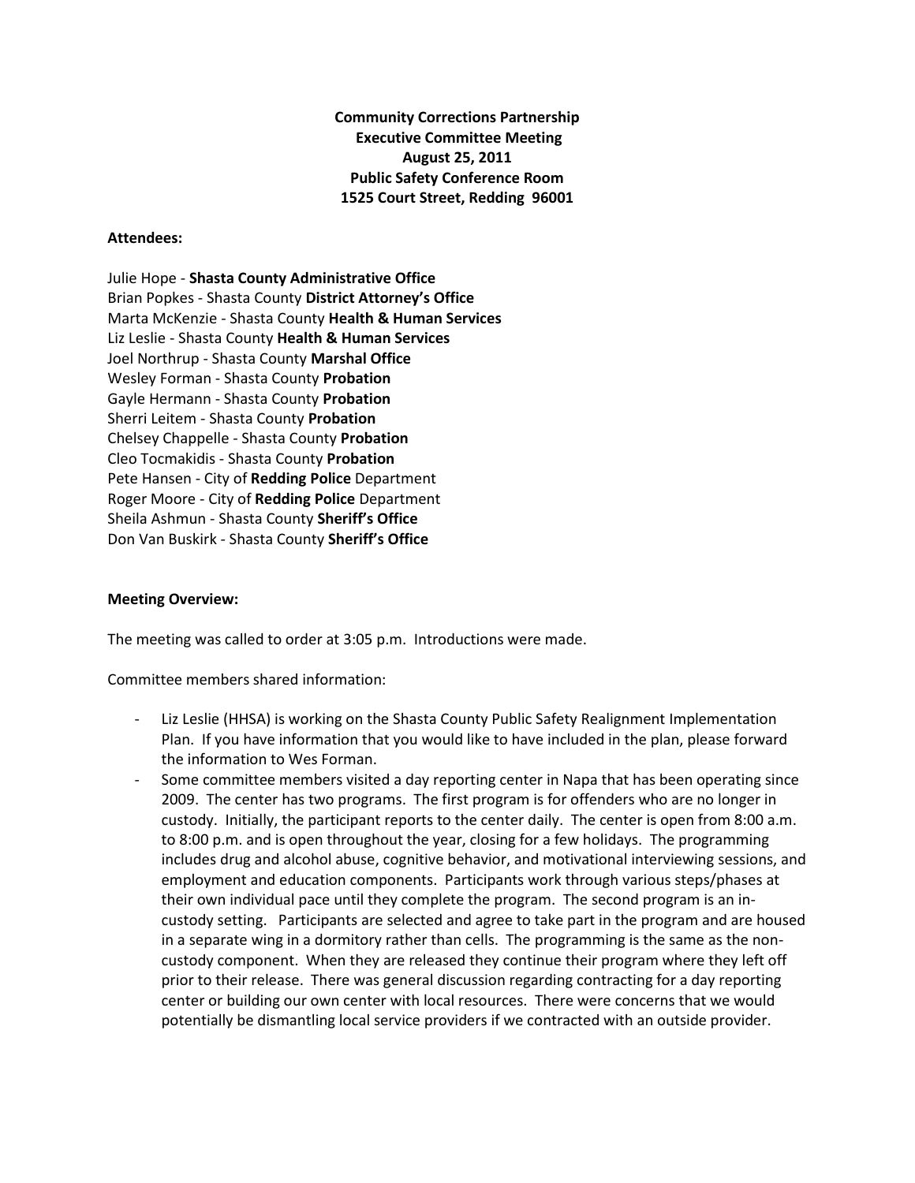**Community Corrections Partnership**
**Executive Committee Meeting**
**August 25, 2011**
**Public Safety Conference Room**
**1525 Court Street, Redding 96001**

**Attendees:**

Julie Hope - **Shasta County Administrative Office**
Brian Popkes - Shasta County **District Attorney's Office**
Marta McKenzie - Shasta County **Health & Human Services**
Liz Leslie - Shasta County **Health & Human Services**
Joel Northrup - Shasta County **Marshal Office**
Wesley Forman - Shasta County **Probation**
Gayle Hermann - Shasta County **Probation**
Sherri Leitem - Shasta County **Probation**
Chelsey Chappelle - Shasta County **Probation**
Cleo Tocmakidis - Shasta County **Probation**
Pete Hansen - City of **Redding Police** Department
Roger Moore - City of **Redding Police** Department
Sheila Ashmun - Shasta County **Sheriff's Office**
Don Van Buskirk - Shasta County **Sheriff's Office**

**Meeting Overview:**

The meeting was called to order at 3:05 p.m. Introductions were made.

Committee members shared information:

- Liz Leslie (HHSA) is working on the Shasta County Public Safety Realignment Implementation Plan. If you have information that you would like to have included in the plan, please forward the information to Wes Forman.
- Some committee members visited a day reporting center in Napa that has been operating since 2009. The center has two programs. The first program is for offenders who are no longer in custody. Initially, the participant reports to the center daily. The center is open from 8:00 a.m. to 8:00 p.m. and is open throughout the year, closing for a few holidays. The programming includes drug and alcohol abuse, cognitive behavior, and motivational interviewing sessions, and employment and education components. Participants work through various steps/phases at their own individual pace until they complete the program. The second program is an in-custody setting. Participants are selected and agree to take part in the program and are housed in a separate wing in a dormitory rather than cells. The programming is the same as the non-custody component. When they are released they continue their program where they left off prior to their release. There was general discussion regarding contracting for a day reporting center or building our own center with local resources. There were concerns that we would potentially be dismantling local service providers if we contracted with an outside provider.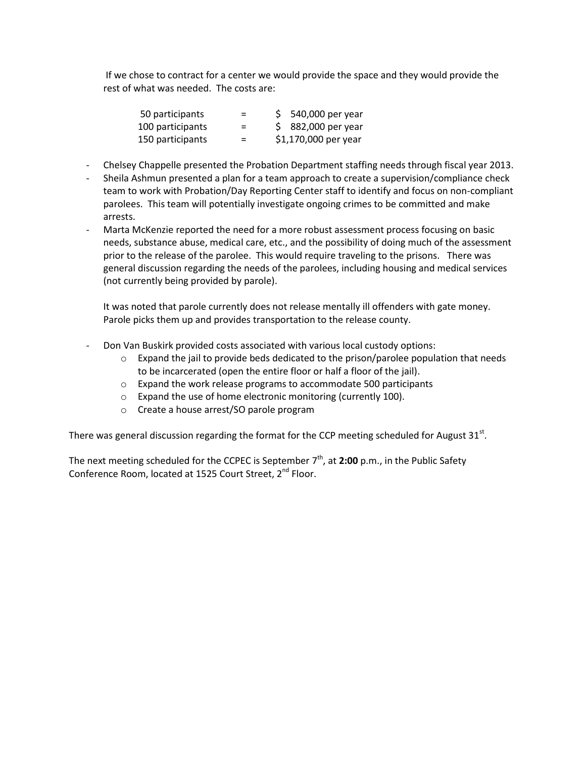If we chose to contract for a center we would provide the space and they would provide the rest of what was needed. The costs are:

| | | |
|---|---|---|
| 50 participants | = | $ 540,000 per year |
| 100 participants | = | $ 882,000 per year |
| 150 participants | = | $1,170,000 per year |

- Chelsey Chappelle presented the Probation Department staffing needs through fiscal year 2013.
- Sheila Ashmun presented a plan for a team approach to create a supervision/compliance check team to work with Probation/Day Reporting Center staff to identify and focus on non-compliant parolees. This team will potentially investigate ongoing crimes to be committed and make arrests.
- Marta McKenzie reported the need for a more robust assessment process focusing on basic needs, substance abuse, medical care, etc., and the possibility of doing much of the assessment prior to the release of the parolee. This would require traveling to the prisons. There was general discussion regarding the needs of the parolees, including housing and medical services (not currently being provided by parole).

  It was noted that parole currently does not release mentally ill offenders with gate money. Parole picks them up and provides transportation to the release county.

- Don Van Buskirk provided costs associated with various local custody options:
  - Expand the jail to provide beds dedicated to the prison/parolee population that needs to be incarcerated (open the entire floor or half a floor of the jail).
  - Expand the work release programs to accommodate 500 participants
  - Expand the use of home electronic monitoring (currently 100).
  - Create a house arrest/SO parole program

There was general discussion regarding the format for the CCP meeting scheduled for August 31st.

The next meeting scheduled for the CCPEC is September 7th, at **2:00** p.m., in the Public Safety Conference Room, located at 1525 Court Street, 2nd Floor.